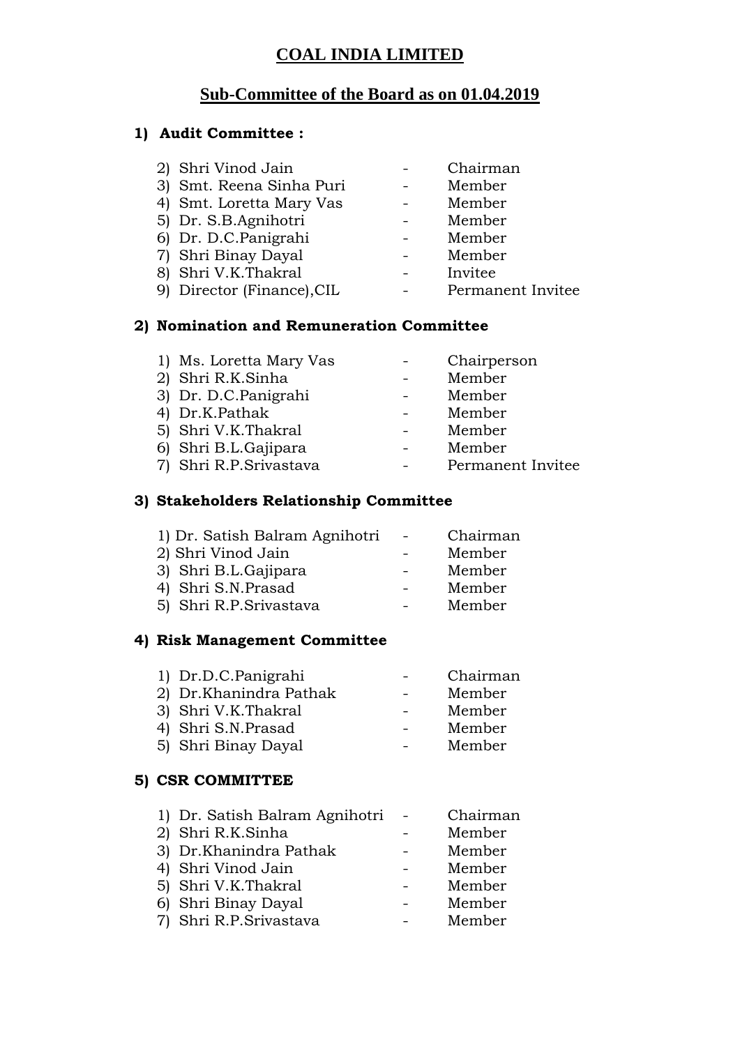# COAL INDIA LIMITED

## Sub-Committee of the Board as on 01.04.2019

### 1) Audit Committee :

| | | |
|---|---|---|
| 2) Shri Vinod Jain | - | Chairman |
| 3) Smt. Reena Sinha Puri | - | Member |
| 4) Smt. Loretta Mary Vas | - | Member |
| 5) Dr. S.B.Agnihotri | - | Member |
| 6) Dr. D.C.Panigrahi | - | Member |
| 7) Shri Binay Dayal | - | Member |
| 8) Shri V.K.Thakral | - | Invitee |
| 9) Director (Finance),CIL | - | Permanent Invitee |

### 2) Nomination and Remuneration Committee

| | | |
|---|---|---|
| 1) Ms. Loretta Mary Vas | - | Chairperson |
| 2) Shri R.K.Sinha | - | Member |
| 3) Dr. D.C.Panigrahi | - | Member |
| 4) Dr.K.Pathak | - | Member |
| 5) Shri V.K.Thakral | - | Member |
| 6) Shri B.L.Gajipara | - | Member |
| 7) Shri R.P.Srivastava | - | Permanent Invitee |

### 3) Stakeholders Relationship Committee

| | | |
|---|---|---|
| 1) Dr. Satish Balram Agnihotri | - | Chairman |
| 2) Shri Vinod Jain | - | Member |
| 3) Shri B.L.Gajipara | - | Member |
| 4) Shri S.N.Prasad | - | Member |
| 5) Shri R.P.Srivastava | - | Member |

### 4) Risk Management Committee

| | | |
|---|---|---|
| 1) Dr.D.C.Panigrahi | - | Chairman |
| 2) Dr.Khanindra Pathak | - | Member |
| 3) Shri V.K.Thakral | - | Member |
| 4) Shri S.N.Prasad | - | Member |
| 5) Shri Binay Dayal | - | Member |

### 5) CSR COMMITTEE

| | | |
|---|---|---|
| 1) Dr. Satish Balram Agnihotri | - | Chairman |
| 2) Shri R.K.Sinha | - | Member |
| 3) Dr.Khanindra Pathak | - | Member |
| 4) Shri Vinod Jain | - | Member |
| 5) Shri V.K.Thakral | - | Member |
| 6) Shri Binay Dayal | - | Member |
| 7) Shri R.P.Srivastava | - | Member |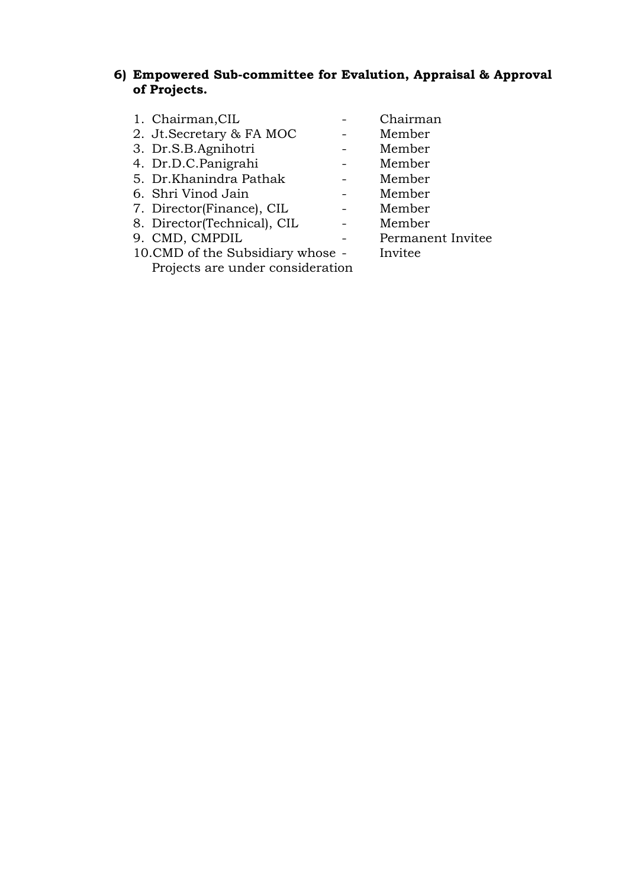**6) Empowered Sub-committee for Evalution, Appraisal & Approval of Projects.**

| | | |
|---|---|---|
| 1. Chairman,CIL | - | Chairman |
| 2. Jt.Secretary & FA MOC | - | Member |
| 3. Dr.S.B.Agnihotri | - | Member |
| 4. Dr.D.C.Panigrahi | - | Member |
| 5. Dr.Khanindra Pathak | - | Member |
| 6. Shri Vinod Jain | - | Member |
| 7. Director(Finance), CIL | - | Member |
| 8. Director(Technical), CIL | - | Member |
| 9. CMD, CMPDIL | - | Permanent Invitee |
| 10. CMD of the Subsidiary whose Projects are under consideration | - | Invitee |